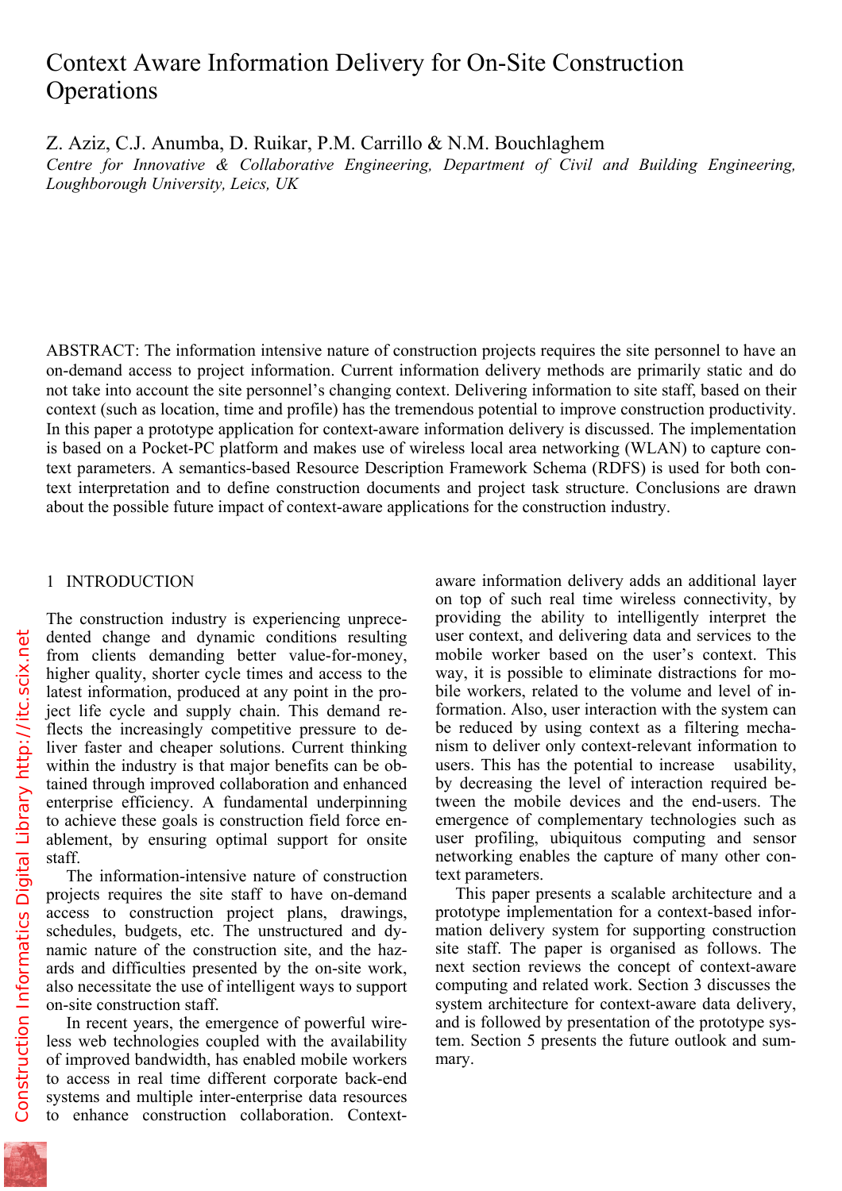# Context Aware Information Delivery for On-Site Construction Operations

Z. Aziz, C.J. Anumba, D. Ruikar, P.M. Carrillo & N.M. Bouchlaghem

*Centre for Innovative & Collaborative Engineering, Department of Civil and Building Engineering, Loughborough University, Leics, UK*

ABSTRACT: The information intensive nature of construction projects requires the site personnel to have an on-demand access to project information. Current information delivery methods are primarily static and do not take into account the site personnel's changing context. Delivering information to site staff, based on their context (such as location, time and profile) has the tremendous potential to improve construction productivity. In this paper a prototype application for context-aware information delivery is discussed. The implementation is based on a Pocket-PC platform and makes use of wireless local area networking (WLAN) to capture context parameters. A semantics-based Resource Description Framework Schema (RDFS) is used for both context interpretation and to define construction documents and project task structure. Conclusions are drawn about the possible future impact of context-aware applications for the construction industry.

## 1 INTRODUCTION

The construction industry is experiencing unprecedented change and dynamic conditions resulting from clients demanding better value-for-money, higher quality, shorter cycle times and access to the latest information, produced at any point in the project life cycle and supply chain. This demand reflects the increasingly competitive pressure to deliver faster and cheaper solutions. Current thinking within the industry is that major benefits can be obtained through improved collaboration and enhanced enterprise efficiency. A fundamental underpinning to achieve these goals is construction field force enablement, by ensuring optimal support for onsite staff.

The information-intensive nature of construction projects requires the site staff to have on-demand access to construction project plans, drawings, schedules, budgets, etc. The unstructured and dynamic nature of the construction site, and the hazards and difficulties presented by the on-site work, also necessitate the use of intelligent ways to support on-site construction staff.

In recent years, the emergence of powerful wireless web technologies coupled with the availability of improved bandwidth, has enabled mobile workers to access in real time different corporate back-end systems and multiple inter-enterprise data resources to enhance construction collaboration. Context-aware information delivery adds an additional layer on top of such real time wireless connectivity, by providing the ability to intelligently interpret the user context, and delivering data and services to the mobile worker based on the user's context. This way, it is possible to eliminate distractions for mobile workers, related to the volume and level of information. Also, user interaction with the system can be reduced by using context as a filtering mechanism to deliver only context-relevant information to users. This has the potential to increase usability, by decreasing the level of interaction required between the mobile devices and the end-users. The emergence of complementary technologies such as user profiling, ubiquitous computing and sensor networking enables the capture of many other context parameters.

This paper presents a scalable architecture and a prototype implementation for a context-based information delivery system for supporting construction site staff. The paper is organised as follows. The next section reviews the concept of context-aware computing and related work. Section 3 discusses the system architecture for context-aware data delivery, and is followed by presentation of the prototype system. Section 5 presents the future outlook and summary.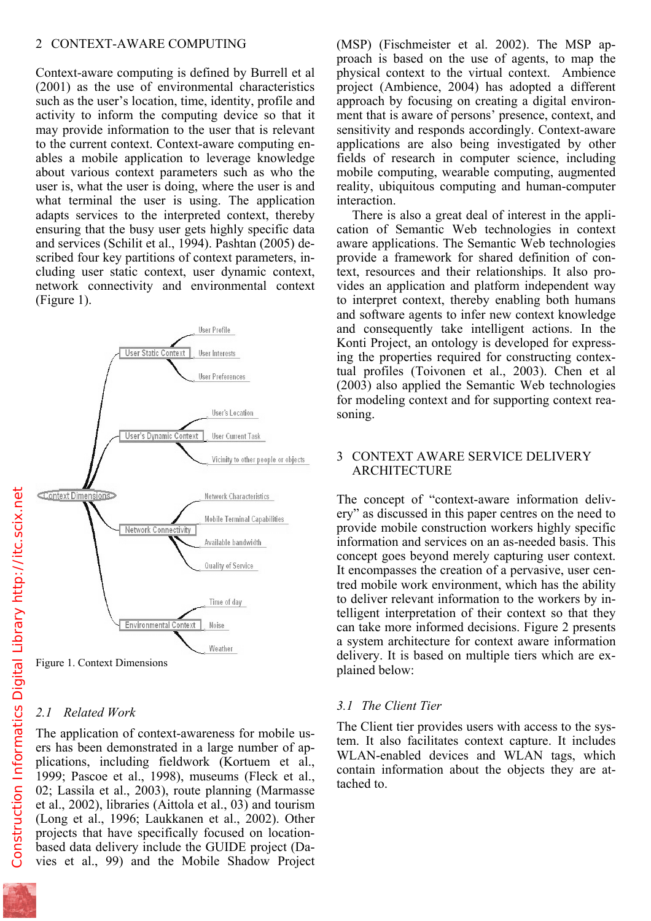## 2 CONTEXT-AWARE COMPUTING

Context-aware computing is defined by Burrell et al (2001) as the use of environmental characteristics such as the user's location, time, identity, profile and activity to inform the computing device so that it may provide information to the user that is relevant to the current context. Context-aware computing enables a mobile application to leverage knowledge about various context parameters such as who the user is, what the user is doing, where the user is and what terminal the user is using. The application adapts services to the interpreted context, thereby ensuring that the busy user gets highly specific data and services (Schilit et al., 1994). Pashtan (2005) described four key partitions of context parameters, including user static context, user dynamic context, network connectivity and environmental context (Figure 1).

Figure 1. Context Dimensions

### 2.1 Related Work

The application of context-awareness for mobile users has been demonstrated in a large number of applications, including fieldwork (Kortuem et al., 1999; Pascoe et al., 1998), museums (Fleck et al., 02; Lassila et al., 2003), route planning (Marmasse et al., 2002), libraries (Aittola et al., 03) and tourism (Long et al., 1996; Laukkanen et al., 2002). Other projects that have specifically focused on location-based data delivery include the GUIDE project (Davies et al., 99) and the Mobile Shadow Project (MSP) (Fischmeister et al. 2002). The MSP approach is based on the use of agents, to map the physical context to the virtual context. Ambience project (Ambience, 2004) has adopted a different approach by focusing on creating a digital environment that is aware of persons' presence, context, and sensitivity and responds accordingly. Context-aware applications are also being investigated by other fields of research in computer science, including mobile computing, wearable computing, augmented reality, ubiquitous computing and human-computer interaction.

There is also a great deal of interest in the application of Semantic Web technologies in context aware applications. The Semantic Web technologies provide a framework for shared definition of context, resources and their relationships. It also provides an application and platform independent way to interpret context, thereby enabling both humans and software agents to infer new context knowledge and consequently take intelligent actions. In the Konti Project, an ontology is developed for expressing the properties required for constructing contextual profiles (Toivonen et al., 2003). Chen et al (2003) also applied the Semantic Web technologies for modeling context and for supporting context reasoning.

## 3 CONTEXT AWARE SERVICE DELIVERY ARCHITECTURE

The concept of "context-aware information delivery" as discussed in this paper centres on the need to provide mobile construction workers highly specific information and services on an as-needed basis. This concept goes beyond merely capturing user context. It encompasses the creation of a pervasive, user centred mobile work environment, which has the ability to deliver relevant information to the workers by intelligent interpretation of their context so that they can take more informed decisions. Figure 2 presents a system architecture for context aware information delivery. It is based on multiple tiers which are explained below:

### 3.1 The Client Tier

The Client tier provides users with access to the system. It also facilitates context capture. It includes WLAN-enabled devices and WLAN tags, which contain information about the objects they are attached to.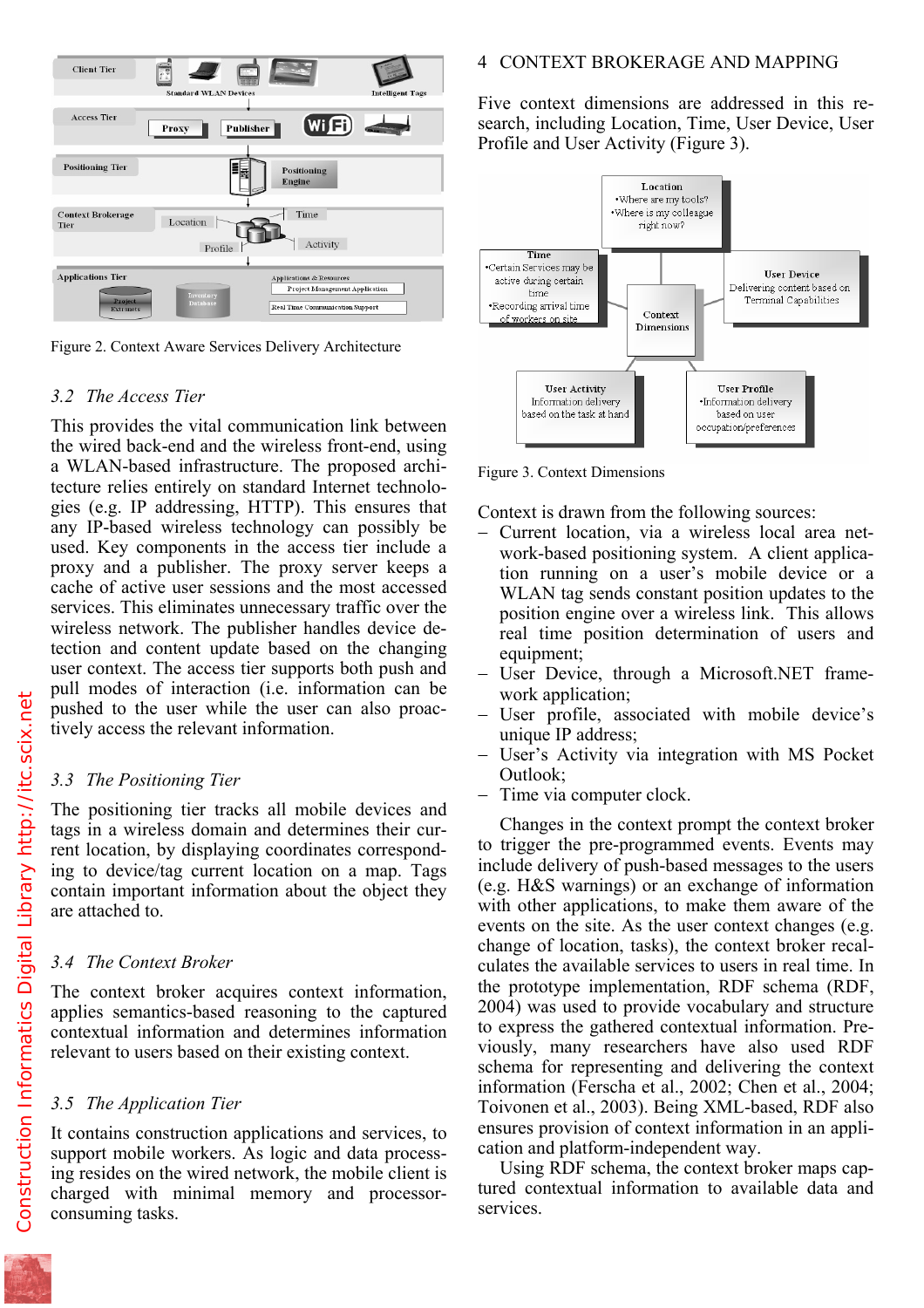Figure 2. Context Aware Services Delivery Architecture

### 3.2 *The Access Tier*

This provides the vital communication link between the wired back-end and the wireless front-end, using a WLAN-based infrastructure. The proposed architecture relies entirely on standard Internet technologies (e.g. IP addressing, HTTP). This ensures that any IP-based wireless technology can possibly be used. Key components in the access tier include a proxy and a publisher. The proxy server keeps a cache of active user sessions and the most accessed services. This eliminates unnecessary traffic over the wireless network. The publisher handles device detection and content update based on the changing user context. The access tier supports both push and pull modes of interaction (i.e. information can be pushed to the user while the user can also proactively access the relevant information.

### 3.3 *The Positioning Tier*

The positioning tier tracks all mobile devices and tags in a wireless domain and determines their current location, by displaying coordinates corresponding to device/tag current location on a map. Tags contain important information about the object they are attached to.

### 3.4 *The Context Broker*

The context broker acquires context information, applies semantics-based reasoning to the captured contextual information and determines information relevant to users based on their existing context.

### 3.5 *The Application Tier*

It contains construction applications and services, to support mobile workers. As logic and data processing resides on the wired network, the mobile client is charged with minimal memory and processor-consuming tasks.

## 4 CONTEXT BROKERAGE AND MAPPING

Five context dimensions are addressed in this research, including Location, Time, User Device, User Profile and User Activity (Figure 3).

Figure 3. Context Dimensions

Context is drawn from the following sources:

- Current location, via a wireless local area network-based positioning system. A client application running on a user's mobile device or a WLAN tag sends constant position updates to the position engine over a wireless link. This allows real time position determination of users and equipment;
- User Device, through a Microsoft.NET framework application;
- User profile, associated with mobile device's unique IP address;
- User's Activity via integration with MS Pocket Outlook;
- Time via computer clock.

Changes in the context prompt the context broker to trigger the pre-programmed events. Events may include delivery of push-based messages to the users (e.g. H&S warnings) or an exchange of information with other applications, to make them aware of the events on the site. As the user context changes (e.g. change of location, tasks), the context broker recalculates the available services to users in real time. In the prototype implementation, RDF schema (RDF, 2004) was used to provide vocabulary and structure to express the gathered contextual information. Previously, many researchers have also used RDF schema for representing and delivering the context information (Ferscha et al., 2002; Chen et al., 2004; Toivonen et al., 2003). Being XML-based, RDF also ensures provision of context information in an application and platform-independent way.

Using RDF schema, the context broker maps captured contextual information to available data and services.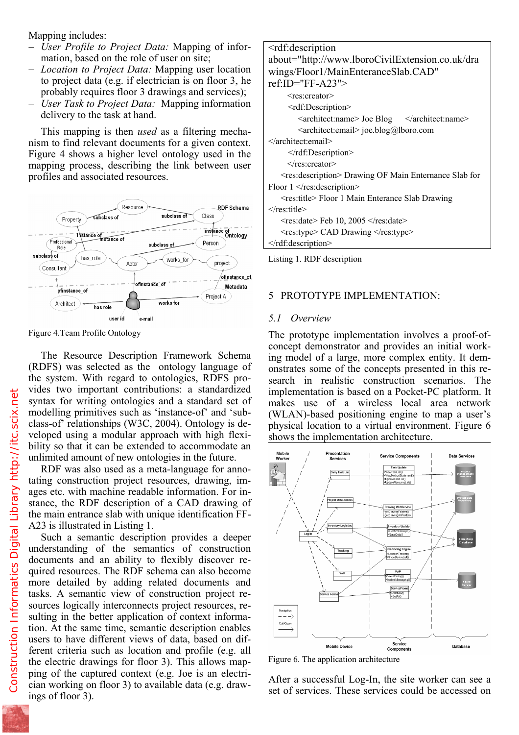Mapping includes:

- *User Profile to Project Data:* Mapping of information, based on the role of user on site;
- *Location to Project Data:* Mapping user location to project data (e.g. if electrician is on floor 3, he probably requires floor 3 drawings and services);
- *User Task to Project Data:* Mapping information delivery to the task at hand.

This mapping is then *used* as a filtering mechanism to find relevant documents for a given context. Figure 4 shows a higher level ontology used in the mapping process, describing the link between user profiles and associated resources.

Figure 4.Team Profile Ontology

The Resource Description Framework Schema (RDFS) was selected as the ontology language of the system. With regard to ontologies, RDFS provides two important contributions: a standardized syntax for writing ontologies and a standard set of modelling primitives such as 'instance-of' and 'subclass-of' relationships (W3C, 2004). Ontology is developed using a modular approach with high flexibility so that it can be extended to accommodate an unlimited amount of new ontologies in the future.

RDF was also used as a meta-language for annotating construction project resources, drawing, images etc. with machine readable information. For instance, the RDF description of a CAD drawing of the main entrance slab with unique identification FF-A23 is illustrated in Listing 1.

Such a semantic description provides a deeper understanding of the semantics of construction documents and an ability to flexibly discover required resources. The RDF schema can also become more detailed by adding related documents and tasks. A semantic view of construction project resources logically interconnects project resources, resulting in the better application of context information. At the same time, semantic description enables users to have different views of data, based on different criteria such as location and profile (e.g. all the electric drawings for floor 3). This allows mapping of the captured context (e.g. Joe is an electrician working on floor 3) to available data (e.g. drawings of floor 3).

```
<rdf:description
about="http://www.lboroCivilExtension.co.uk/drawings/Floor1/MainEnteranceSlab.CAD"
ref:ID="FF-A23">
    <res:creator>
    <rdf:Description>
        <architect:name> Joe Blog    </architect:name>
        <architect:email> joe.blog@lboro.com
</architect:email>
    </rdf:Description>
    </res:creator>
  <res:description> Drawing OF Main Enternance Slab for
Floor 1 </res:description>
  <res:title> Floor 1 Main Enterance Slab Drawing
</res:title>
  <res:date> Feb 10, 2005 </res:date>
  <res:type> CAD Drawing </res:type>
</rdf:description>
```

Listing 1. RDF description

## 5 PROTOTYPE IMPLEMENTATION:

### 5.1 Overview

The prototype implementation involves a proof-of-concept demonstrator and provides an initial working model of a large, more complex entity. It demonstrates some of the concepts presented in this research in realistic construction scenarios. The implementation is based on a Pocket-PC platform. It makes use of a wireless local area network (WLAN)-based positioning engine to map a user's physical location to a virtual environment. Figure 6 shows the implementation architecture.

Figure 6. The application architecture

After a successful Log-In, the site worker can see a set of services. These services could be accessed on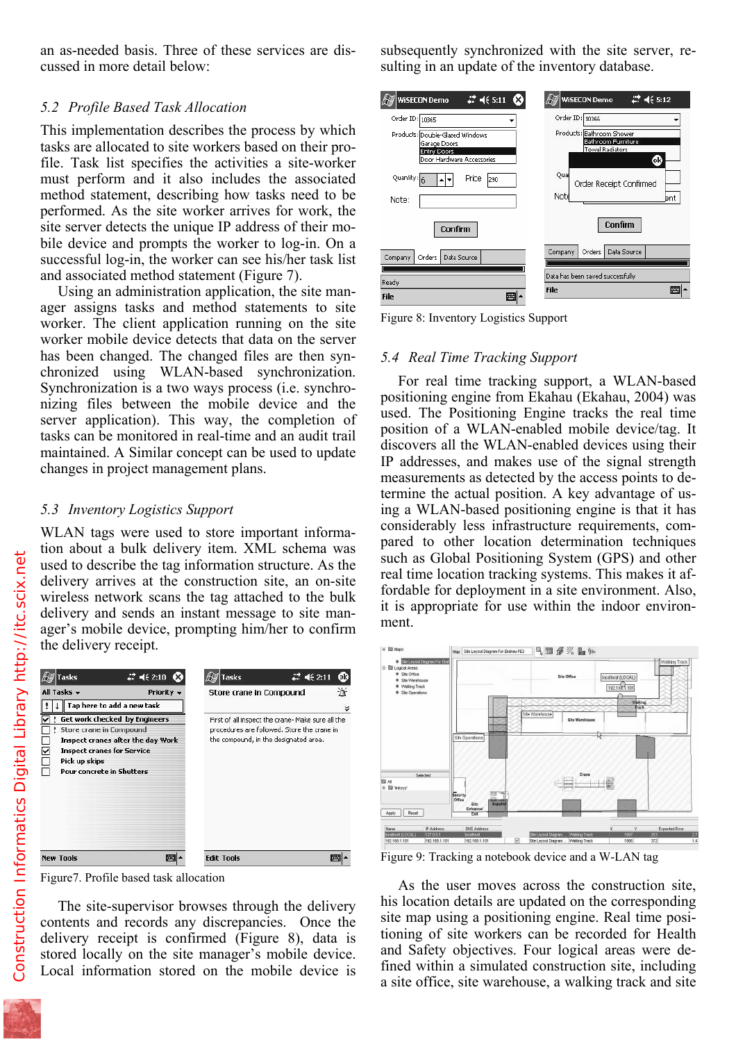an as-needed basis. Three of these services are discussed in more detail below:

### 5.2 Profile Based Task Allocation

This implementation describes the process by which tasks are allocated to site workers based on their profile. Task list specifies the activities a site-worker must perform and it also includes the associated method statement, describing how tasks need to be performed. As the site worker arrives for work, the site server detects the unique IP address of their mobile device and prompts the worker to log-in. On a successful log-in, the worker can see his/her task list and associated method statement (Figure 7).

Using an administration application, the site manager assigns tasks and method statements to site worker. The client application running on the site worker mobile device detects that data on the server has been changed. The changed files are then synchronized using WLAN-based synchronization. Synchronization is a two ways process (i.e. synchronizing files between the mobile device and the server application). This way, the completion of tasks can be monitored in real-time and an audit trail maintained. A Similar concept can be used to update changes in project management plans.

### 5.3 Inventory Logistics Support

WLAN tags were used to store important information about a bulk delivery item. XML schema was used to describe the tag information structure. As the delivery arrives at the construction site, an on-site wireless network scans the tag attached to the bulk delivery and sends an instant message to site manager's mobile device, prompting him/her to confirm the delivery receipt.

Figure7. Profile based task allocation

The site-supervisor browses through the delivery contents and records any discrepancies. Once the delivery receipt is confirmed (Figure 8), data is stored locally on the site manager's mobile device. Local information stored on the mobile device is subsequently synchronized with the site server, resulting in an update of the inventory database.

Figure 8: Inventory Logistics Support

### 5.4 Real Time Tracking Support

For real time tracking support, a WLAN-based positioning engine from Ekahau (Ekahau, 2004) was used. The Positioning Engine tracks the real time position of a WLAN-enabled mobile device/tag. It discovers all the WLAN-enabled devices using their IP addresses, and makes use of the signal strength measurements as detected by the access points to determine the actual position. A key advantage of using a WLAN-based positioning engine is that it has considerably less infrastructure requirements, compared to other location determination techniques such as Global Positioning System (GPS) and other real time location tracking systems. This makes it affordable for deployment in a site environment. Also, it is appropriate for use within the indoor environment.

Figure 9: Tracking a notebook device and a W-LAN tag

As the user moves across the construction site, his location details are updated on the corresponding site map using a positioning engine. Real time positioning of site workers can be recorded for Health and Safety objectives. Four logical areas were defined within a simulated construction site, including a site office, site warehouse, a walking track and site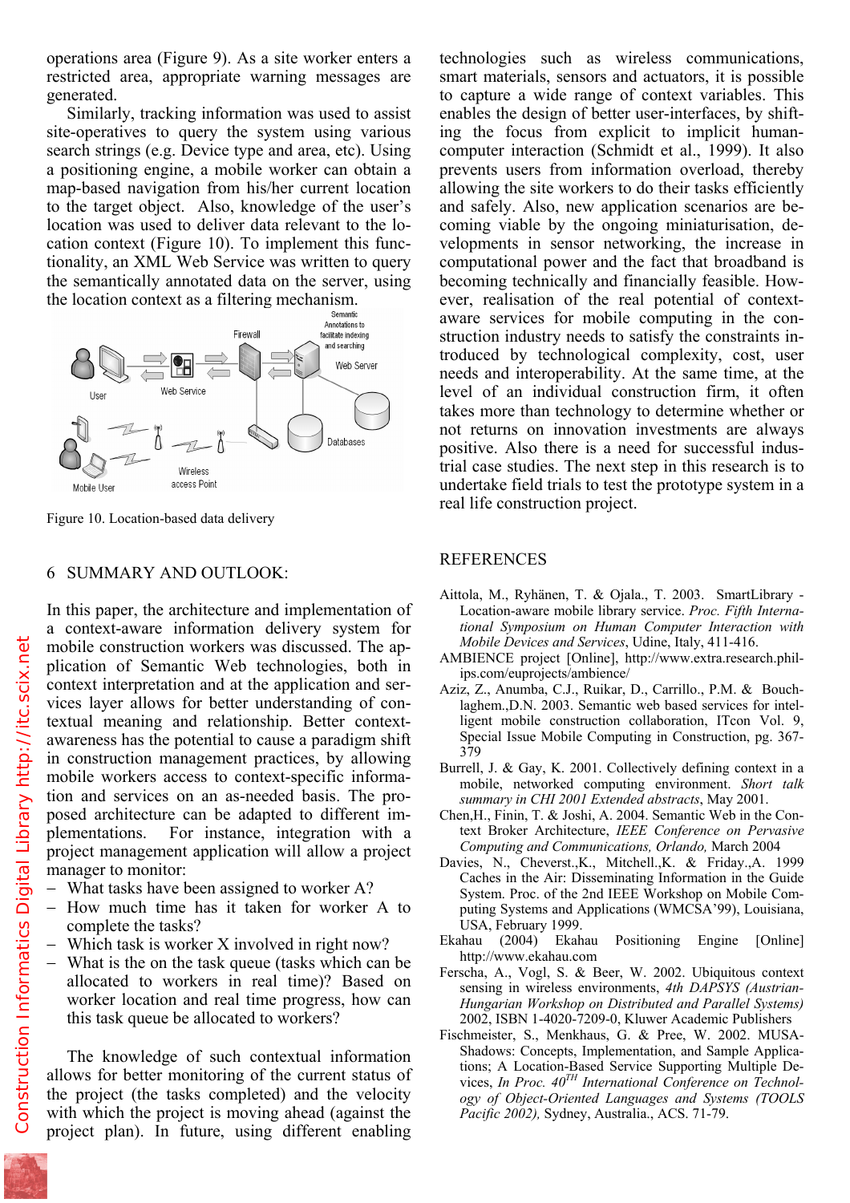operations area (Figure 9). As a site worker enters a restricted area, appropriate warning messages are generated.

Similarly, tracking information was used to assist site-operatives to query the system using various search strings (e.g. Device type and area, etc). Using a positioning engine, a mobile worker can obtain a map-based navigation from his/her current location to the target object. Also, knowledge of the user's location was used to deliver data relevant to the location context (Figure 10). To implement this functionality, an XML Web Service was written to query the semantically annotated data on the server, using the location context as a filtering mechanism.

Figure 10. Location-based data delivery

## 6 SUMMARY AND OUTLOOK:

In this paper, the architecture and implementation of a context-aware information delivery system for mobile construction workers was discussed. The application of Semantic Web technologies, both in context interpretation and at the application and services layer allows for better understanding of contextual meaning and relationship. Better context-awareness has the potential to cause a paradigm shift in construction management practices, by allowing mobile workers access to context-specific information and services on an as-needed basis. The proposed architecture can be adapted to different implementations. For instance, integration with a project management application will allow a project manager to monitor:

- What tasks have been assigned to worker A?
- How much time has it taken for worker A to complete the tasks?
- Which task is worker X involved in right now?
- What is the on the task queue (tasks which can be allocated to workers in real time)? Based on worker location and real time progress, how can this task queue be allocated to workers?

The knowledge of such contextual information allows for better monitoring of the current status of the project (the tasks completed) and the velocity with which the project is moving ahead (against the project plan). In future, using different enabling technologies such as wireless communications, smart materials, sensors and actuators, it is possible to capture a wide range of context variables. This enables the design of better user-interfaces, by shifting the focus from explicit to implicit human-computer interaction (Schmidt et al., 1999). It also prevents users from information overload, thereby allowing the site workers to do their tasks efficiently and safely. Also, new application scenarios are becoming viable by the ongoing miniaturisation, developments in sensor networking, the increase in computational power and the fact that broadband is becoming technically and financially feasible. However, realisation of the real potential of context-aware services for mobile computing in the construction industry needs to satisfy the constraints introduced by technological complexity, cost, user needs and interoperability. At the same time, at the level of an individual construction firm, it often takes more than technology to determine whether or not returns on innovation investments are always positive. Also there is a need for successful industrial case studies. The next step in this research is to undertake field trials to test the prototype system in a real life construction project.

## REFERENCES

Aittola, M., Ryhänen, T. & Ojala., T. 2003. SmartLibrary - Location-aware mobile library service. *Proc. Fifth International Symposium on Human Computer Interaction with Mobile Devices and Services*, Udine, Italy, 411-416.

AMBIENCE project [Online], http://www.extra.research.philips.com/euprojects/ambience/

Aziz, Z., Anumba, C.J., Ruikar, D., Carrillo., P.M. & Bouchlaghem.,D.N. 2003. Semantic web based services for intelligent mobile construction collaboration, ITcon Vol. 9, Special Issue Mobile Computing in Construction, pg. 367-379

Burrell, J. & Gay, K. 2001. Collectively defining context in a mobile, networked computing environment. *Short talk summary in CHI 2001 Extended abstracts*, May 2001.

Chen,H., Finin, T. & Joshi, A. 2004. Semantic Web in the Context Broker Architecture, *IEEE Conference on Pervasive Computing and Communications, Orlando,* March 2004

Davies, N., Cheverst.,K., Mitchell.,K. & Friday.,A. 1999 Caches in the Air: Disseminating Information in the Guide System. Proc. of the 2nd IEEE Workshop on Mobile Computing Systems and Applications (WMCSA'99), Louisiana, USA, February 1999.

Ekahau (2004) Ekahau Positioning Engine [Online] http://www.ekahau.com

Ferscha, A., Vogl, S. & Beer, W. 2002. Ubiquitous context sensing in wireless environments, *4th DAPSYS (Austrian-Hungarian Workshop on Distributed and Parallel Systems)* 2002, ISBN 1-4020-7209-0, Kluwer Academic Publishers

Fischmeister, S., Menkhaus, G. & Pree, W. 2002. MUSA-Shadows: Concepts, Implementation, and Sample Applications; A Location-Based Service Supporting Multiple Devices, *In Proc. 40TH International Conference on Technology of Object-Oriented Languages and Systems (TOOLS Pacific 2002),* Sydney, Australia., ACS. 71-79.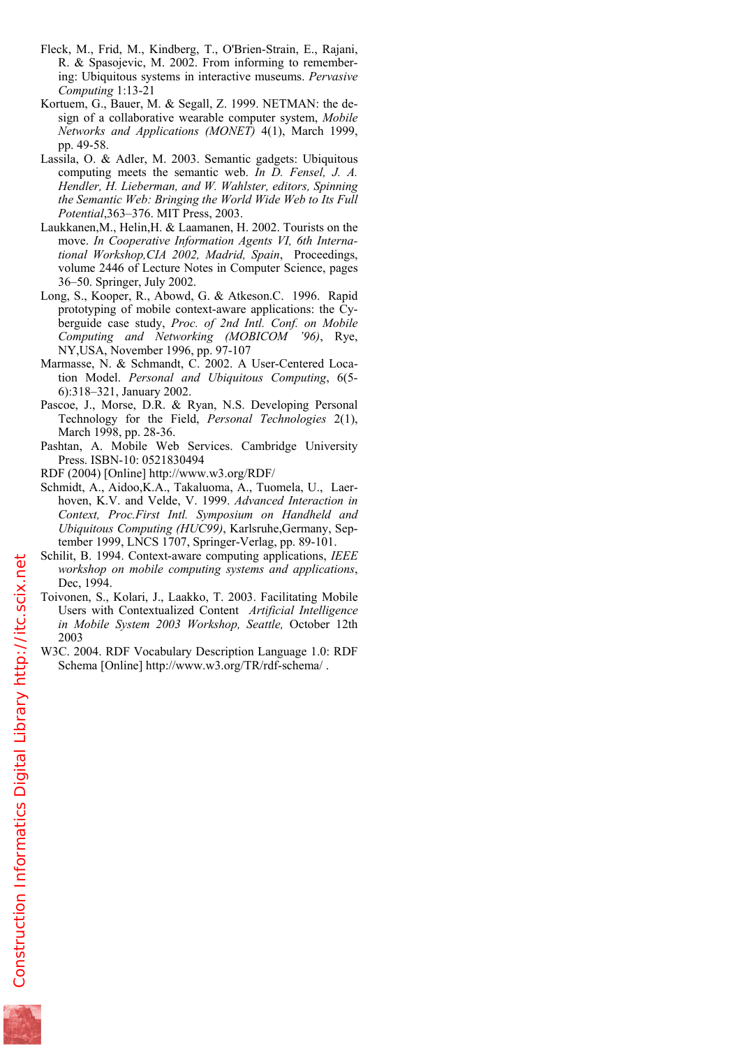Fleck, M., Frid, M., Kindberg, T., O'Brien-Strain, E., Rajani, R. & Spasojevic, M. 2002. From informing to remembering: Ubiquitous systems in interactive museums. *Pervasive Computing* 1:13-21

Kortuem, G., Bauer, M. & Segall, Z. 1999. NETMAN: the design of a collaborative wearable computer system, *Mobile Networks and Applications (MONET)* 4(1), March 1999, pp. 49-58.

Lassila, O. & Adler, M. 2003. Semantic gadgets: Ubiquitous computing meets the semantic web. *In D. Fensel, J. A. Hendler, H. Lieberman, and W. Wahlster, editors, Spinning the Semantic Web: Bringing the World Wide Web to Its Full Potential*,363–376. MIT Press, 2003.

Laukkanen,M., Helin,H. & Laamanen, H. 2002. Tourists on the move. *In Cooperative Information Agents VI, 6th International Workshop,CIA 2002, Madrid, Spain*, Proceedings, volume 2446 of Lecture Notes in Computer Science, pages 36–50. Springer, July 2002.

Long, S., Kooper, R., Abowd, G. & Atkeson.C. 1996. Rapid prototyping of mobile context-aware applications: the Cyberguide case study, *Proc. of 2nd Intl. Conf. on Mobile Computing and Networking (MOBICOM '96)*, Rye, NY,USA, November 1996, pp. 97-107

Marmasse, N. & Schmandt, C. 2002. A User-Centered Location Model. *Personal and Ubiquitous Computing*, 6(5-6):318–321, January 2002.

Pascoe, J., Morse, D.R. & Ryan, N.S. Developing Personal Technology for the Field, *Personal Technologies* 2(1), March 1998, pp. 28-36.

Pashtan, A. Mobile Web Services. Cambridge University Press. ISBN-10: 0521830494

RDF (2004) [Online] http://www.w3.org/RDF/

Schmidt, A., Aidoo,K.A., Takaluoma, A., Tuomela, U., Laerhoven, K.V. and Velde, V. 1999. *Advanced Interaction in Context, Proc.First Intl. Symposium on Handheld and Ubiquitous Computing (HUC99)*, Karlsruhe,Germany, September 1999, LNCS 1707, Springer-Verlag, pp. 89-101.

Schilit, B. 1994. Context-aware computing applications, *IEEE workshop on mobile computing systems and applications*, Dec, 1994.

Toivonen, S., Kolari, J., Laakko, T. 2003. Facilitating Mobile Users with Contextualized Content *Artificial Intelligence in Mobile System 2003 Workshop, Seattle,* October 12th 2003

W3C. 2004. RDF Vocabulary Description Language 1.0: RDF Schema [Online] http://www.w3.org/TR/rdf-schema/ .